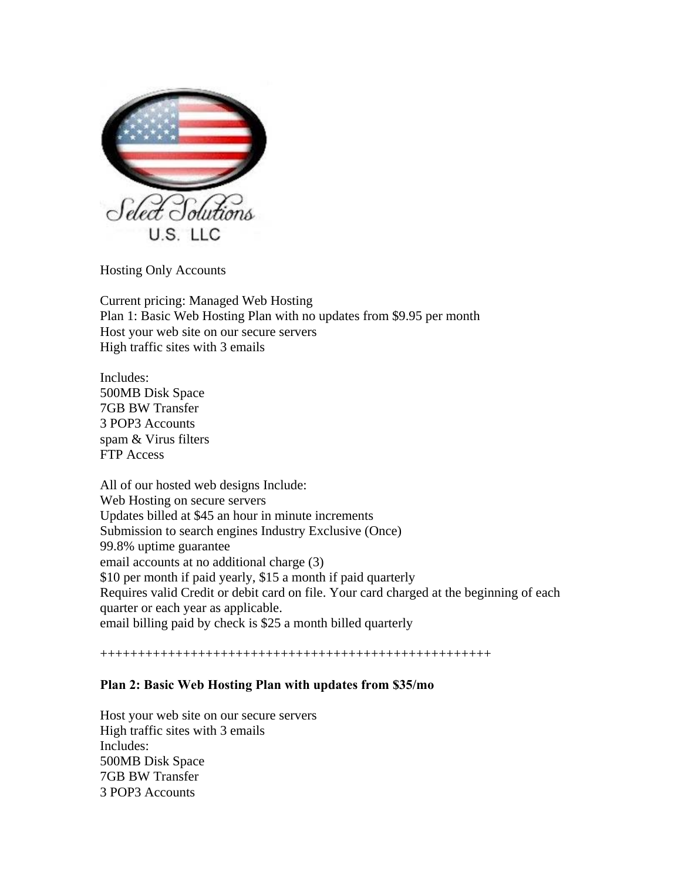Hosting Only Accounts

Current pricing: Managed Web Hosting
Plan 1: Basic Web Hosting Plan with no updates from $9.95 per month
Host your web site on our secure servers
High traffic sites with 3 emails

Includes:
500MB Disk Space
7GB BW Transfer
3 POP3 Accounts
spam & Virus filters
FTP Access

All of our hosted web designs Include:
Web Hosting on secure servers
Updates billed at $45 an hour in minute increments
Submission to search engines Industry Exclusive (Once)
99.8% uptime guarantee
email accounts at no additional charge (3)
$10 per month if paid yearly, $15 a month if paid quarterly
Requires valid Credit or debit card on file. Your card charged at the beginning of each quarter or each year as applicable.
email billing paid by check is $25 a month billed quarterly

+++++++++++++++++++++++++++++++++++++++++++++++++++++

**Plan 2: Basic Web Hosting Plan with updates from $35/mo**

Host your web site on our secure servers
High traffic sites with 3 emails
Includes:
500MB Disk Space
7GB BW Transfer
3 POP3 Accounts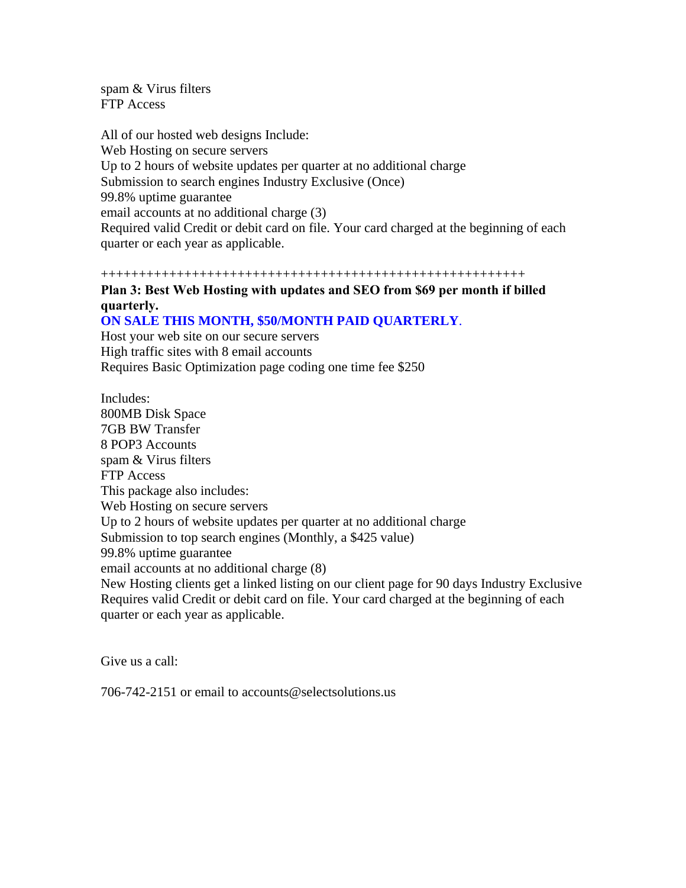spam & Virus filters
FTP Access

All of our hosted web designs Include:
Web Hosting on secure servers
Up to 2 hours of website updates per quarter at no additional charge
Submission to search engines Industry Exclusive (Once)
99.8% uptime guarantee
email accounts at no additional charge (3)
Required valid Credit or debit card on file. Your card charged at the beginning of each quarter or each year as applicable.

++++++++++++++++++++++++++++++++++++++++++++++++++++++++

**Plan 3: Best Web Hosting with updates and SEO from $69 per month if billed quarterly.**

**ON SALE THIS MONTH, $50/MONTH PAID QUARTERLY**.
Host your web site on our secure servers
High traffic sites with 8 email accounts
Requires Basic Optimization page coding one time fee $250

Includes:
800MB Disk Space
7GB BW Transfer
8 POP3 Accounts
spam & Virus filters
FTP Access
This package also includes:
Web Hosting on secure servers
Up to 2 hours of website updates per quarter at no additional charge
Submission to top search engines (Monthly, a $425 value)
99.8% uptime guarantee
email accounts at no additional charge (8)
New Hosting clients get a linked listing on our client page for 90 days Industry Exclusive
Requires valid Credit or debit card on file. Your card charged at the beginning of each quarter or each year as applicable.

Give us a call:

706-742-2151 or email to accounts@selectsolutions.us